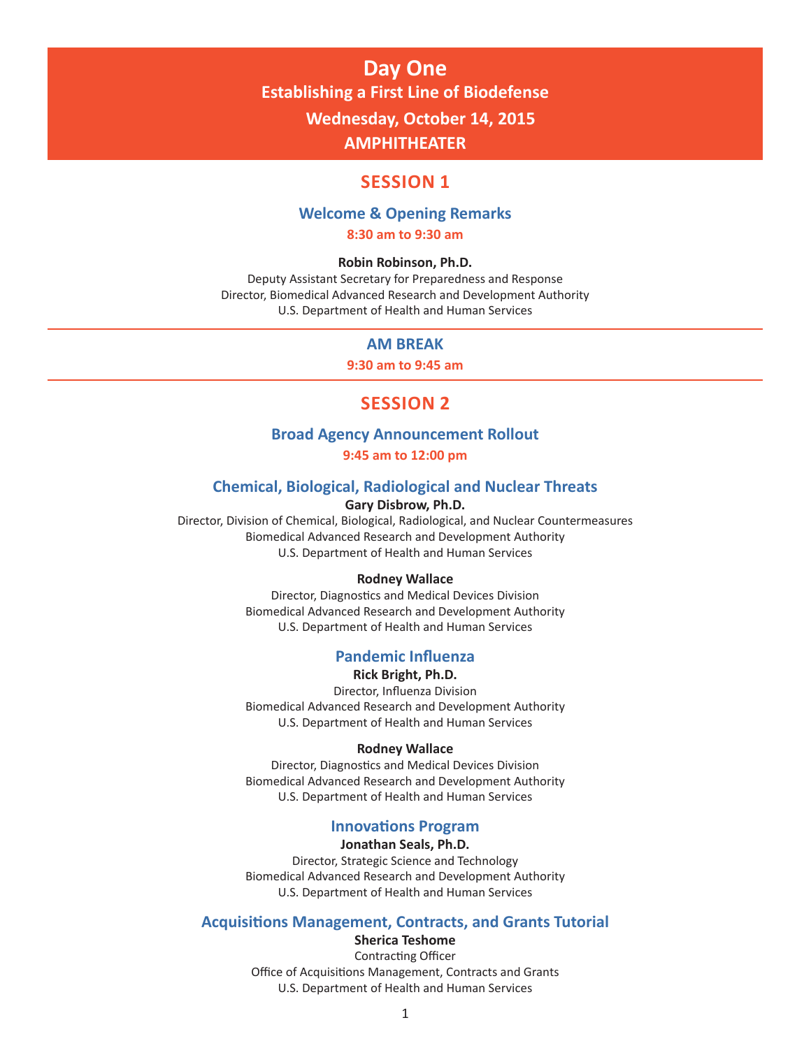# Day One

## Establishing a First Line of Biodefense

**Wednesday, October 14, 2015**

**AMPHITHEATER**

## SESSION 1

### Welcome & Opening Remarks

**8:30 am to 9:30 am**

**Robin Robinson, Ph.D.**
Deputy Assistant Secretary for Preparedness and Response
Director, Biomedical Advanced Research and Development Authority
U.S. Department of Health and Human Services

---

### AM BREAK

**9:30 am to 9:45 am**

---

## SESSION 2

### Broad Agency Announcement Rollout

**9:45 am to 12:00 pm**

### Chemical, Biological, Radiological and Nuclear Threats

**Gary Disbrow, Ph.D.**
Director, Division of Chemical, Biological, Radiological, and Nuclear Countermeasures
Biomedical Advanced Research and Development Authority
U.S. Department of Health and Human Services

**Rodney Wallace**
Director, Diagnostics and Medical Devices Division
Biomedical Advanced Research and Development Authority
U.S. Department of Health and Human Services

### Pandemic Influenza

**Rick Bright, Ph.D.**
Director, Influenza Division
Biomedical Advanced Research and Development Authority
U.S. Department of Health and Human Services

**Rodney Wallace**
Director, Diagnostics and Medical Devices Division
Biomedical Advanced Research and Development Authority
U.S. Department of Health and Human Services

### Innovations Program

**Jonathan Seals, Ph.D.**
Director, Strategic Science and Technology
Biomedical Advanced Research and Development Authority
U.S. Department of Health and Human Services

### Acquisitions Management, Contracts, and Grants Tutorial

**Sherica Teshome**
Contracting Officer
Office of Acquisitions Management, Contracts and Grants
U.S. Department of Health and Human Services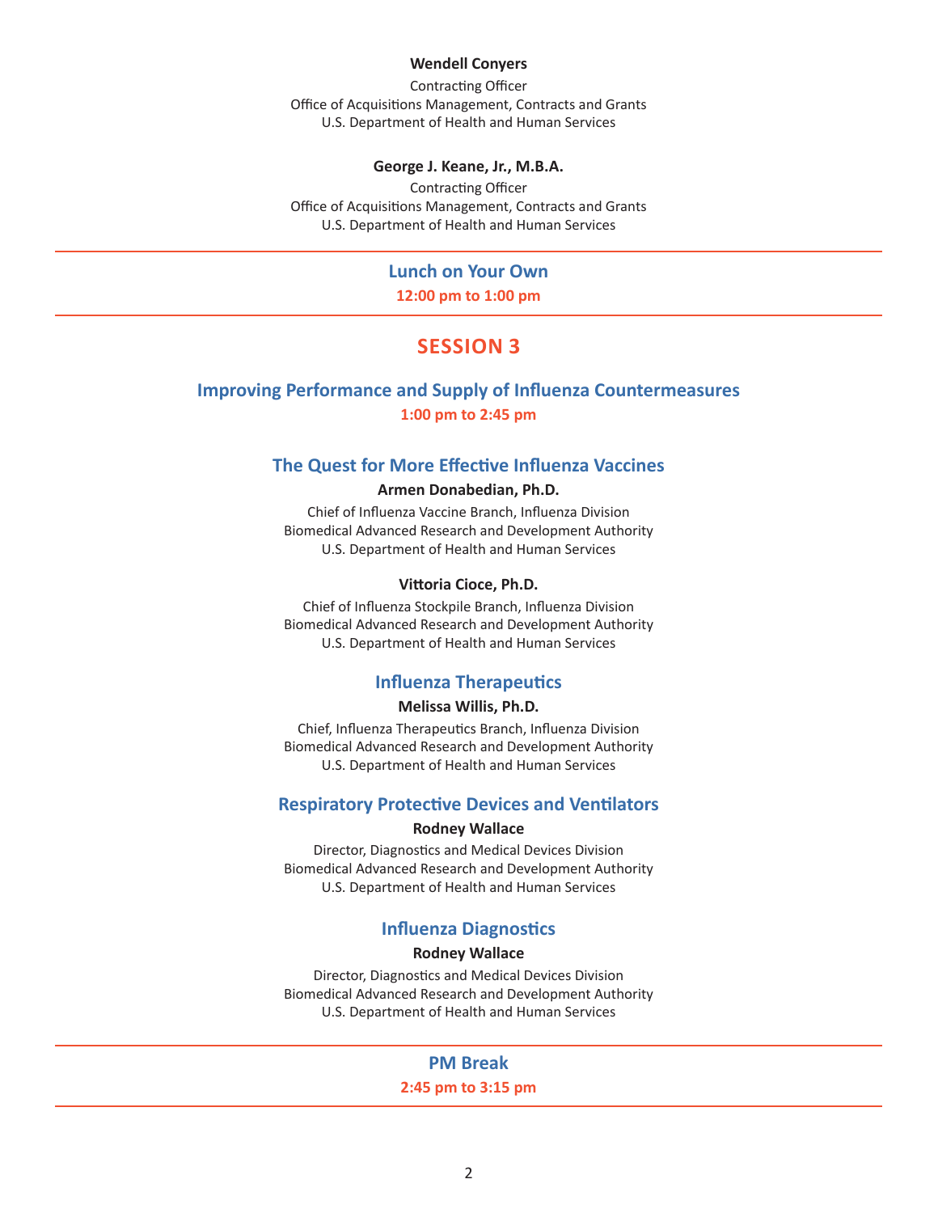**Wendell Conyers**

Contracting Officer
Office of Acquisitions Management, Contracts and Grants
U.S. Department of Health and Human Services

**George J. Keane, Jr., M.B.A.**

Contracting Officer
Office of Acquisitions Management, Contracts and Grants
U.S. Department of Health and Human Services

---

### Lunch on Your Own

**12:00 pm to 1:00 pm**

---

## SESSION 3

### Improving Performance and Supply of Influenza Countermeasures

**1:00 pm to 2:45 pm**

#### The Quest for More Effective Influenza Vaccines

**Armen Donabedian, Ph.D.**

Chief of Influenza Vaccine Branch, Influenza Division
Biomedical Advanced Research and Development Authority
U.S. Department of Health and Human Services

**Vittoria Cioce, Ph.D.**

Chief of Influenza Stockpile Branch, Influenza Division
Biomedical Advanced Research and Development Authority
U.S. Department of Health and Human Services

#### Influenza Therapeutics

**Melissa Willis, Ph.D.**

Chief, Influenza Therapeutics Branch, Influenza Division
Biomedical Advanced Research and Development Authority
U.S. Department of Health and Human Services

#### Respiratory Protective Devices and Ventilators

**Rodney Wallace**

Director, Diagnostics and Medical Devices Division
Biomedical Advanced Research and Development Authority
U.S. Department of Health and Human Services

#### Influenza Diagnostics

**Rodney Wallace**

Director, Diagnostics and Medical Devices Division
Biomedical Advanced Research and Development Authority
U.S. Department of Health and Human Services

---

### PM Break

**2:45 pm to 3:15 pm**

---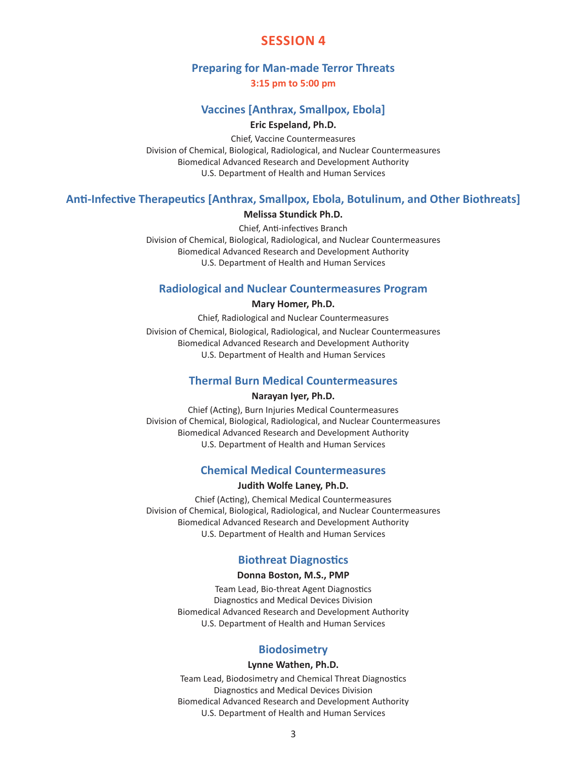# SESSION 4

## Preparing for Man-made Terror Threats

**3:15 pm to 5:00 pm**

### Vaccines [Anthrax, Smallpox, Ebola]

**Eric Espeland, Ph.D.**

Chief, Vaccine Countermeasures
Division of Chemical, Biological, Radiological, and Nuclear Countermeasures
Biomedical Advanced Research and Development Authority
U.S. Department of Health and Human Services

### Anti-Infective Therapeutics [Anthrax, Smallpox, Ebola, Botulinum, and Other Biothreats]

**Melissa Stundick Ph.D.**

Chief, Anti-infectives Branch
Division of Chemical, Biological, Radiological, and Nuclear Countermeasures
Biomedical Advanced Research and Development Authority
U.S. Department of Health and Human Services

### Radiological and Nuclear Countermeasures Program

**Mary Homer, Ph.D.**

Chief, Radiological and Nuclear Countermeasures
Division of Chemical, Biological, Radiological, and Nuclear Countermeasures
Biomedical Advanced Research and Development Authority
U.S. Department of Health and Human Services

### Thermal Burn Medical Countermeasures

**Narayan Iyer, Ph.D.**

Chief (Acting), Burn Injuries Medical Countermeasures
Division of Chemical, Biological, Radiological, and Nuclear Countermeasures
Biomedical Advanced Research and Development Authority
U.S. Department of Health and Human Services

### Chemical Medical Countermeasures

**Judith Wolfe Laney, Ph.D.**

Chief (Acting), Chemical Medical Countermeasures
Division of Chemical, Biological, Radiological, and Nuclear Countermeasures
Biomedical Advanced Research and Development Authority
U.S. Department of Health and Human Services

### Biothreat Diagnostics

**Donna Boston, M.S., PMP**

Team Lead, Bio-threat Agent Diagnostics
Diagnostics and Medical Devices Division
Biomedical Advanced Research and Development Authority
U.S. Department of Health and Human Services

### Biodosimetry

**Lynne Wathen, Ph.D.**

Team Lead, Biodosimetry and Chemical Threat Diagnostics
Diagnostics and Medical Devices Division
Biomedical Advanced Research and Development Authority
U.S. Department of Health and Human Services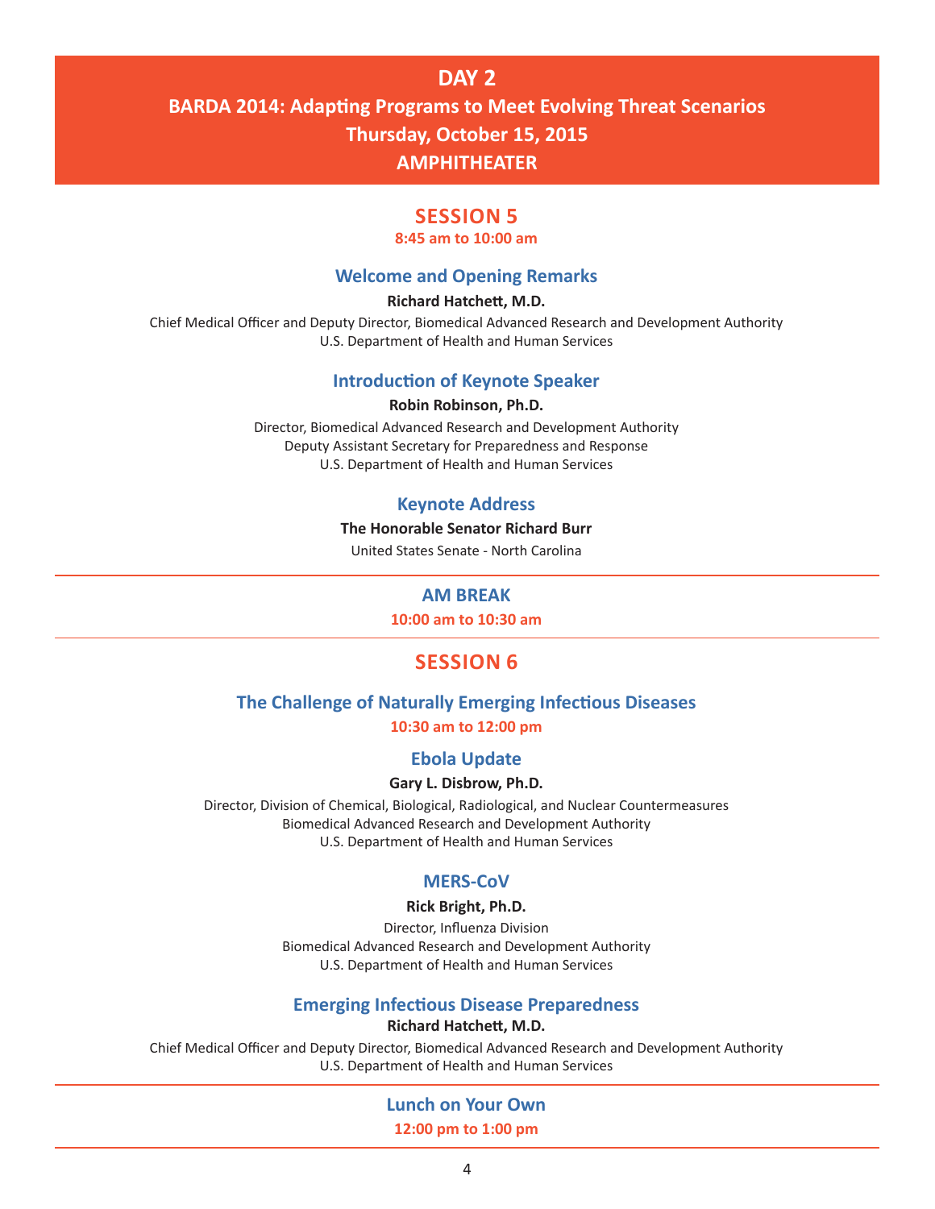# DAY 2

## BARDA 2014: Adapting Programs to Meet Evolving Threat Scenarios

## Thursday, October 15, 2015

## AMPHITHEATER

## SESSION 5

**8:45 am to 10:00 am**

### Welcome and Opening Remarks

**Richard Hatchett, M.D.**

Chief Medical Officer and Deputy Director, Biomedical Advanced Research and Development Authority
U.S. Department of Health and Human Services

### Introduction of Keynote Speaker

**Robin Robinson, Ph.D.**

Director, Biomedical Advanced Research and Development Authority
Deputy Assistant Secretary for Preparedness and Response
U.S. Department of Health and Human Services

### Keynote Address

**The Honorable Senator Richard Burr**

United States Senate - North Carolina

---

### AM BREAK

**10:00 am to 10:30 am**

---

## SESSION 6

### The Challenge of Naturally Emerging Infectious Diseases

**10:30 am to 12:00 pm**

### Ebola Update

**Gary L. Disbrow, Ph.D.**

Director, Division of Chemical, Biological, Radiological, and Nuclear Countermeasures
Biomedical Advanced Research and Development Authority
U.S. Department of Health and Human Services

### MERS-CoV

**Rick Bright, Ph.D.**

Director, Influenza Division
Biomedical Advanced Research and Development Authority
U.S. Department of Health and Human Services

### Emerging Infectious Disease Preparedness

**Richard Hatchett, M.D.**

Chief Medical Officer and Deputy Director, Biomedical Advanced Research and Development Authority
U.S. Department of Health and Human Services

---

### Lunch on Your Own

**12:00 pm to 1:00 pm**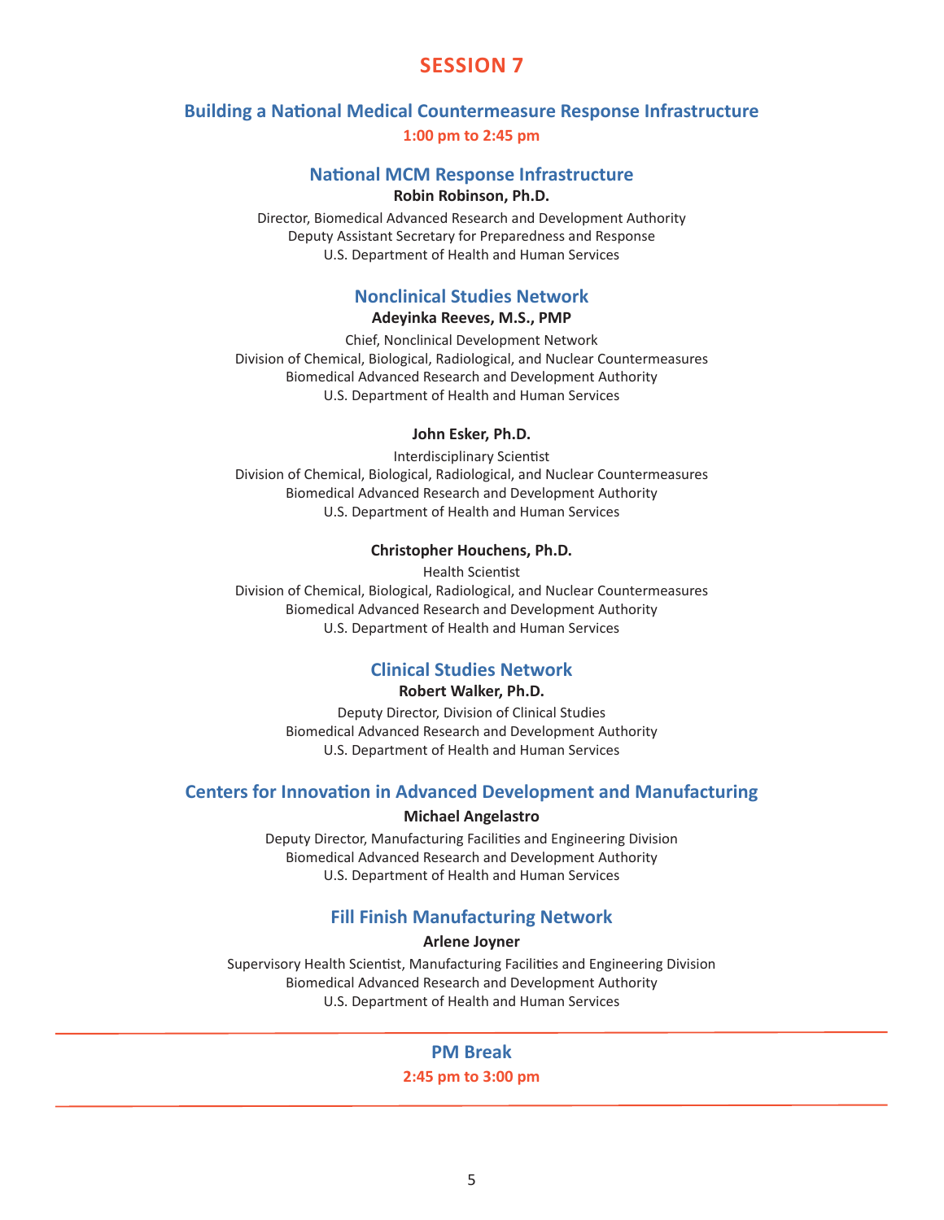# SESSION 7

## Building a National Medical Countermeasure Response Infrastructure

**1:00 pm to 2:45 pm**

### National MCM Response Infrastructure

**Robin Robinson, Ph.D.**

Director, Biomedical Advanced Research and Development Authority
Deputy Assistant Secretary for Preparedness and Response
U.S. Department of Health and Human Services

### Nonclinical Studies Network

**Adeyinka Reeves, M.S., PMP**

Chief, Nonclinical Development Network
Division of Chemical, Biological, Radiological, and Nuclear Countermeasures
Biomedical Advanced Research and Development Authority
U.S. Department of Health and Human Services

**John Esker, Ph.D.**

Interdisciplinary Scientist
Division of Chemical, Biological, Radiological, and Nuclear Countermeasures
Biomedical Advanced Research and Development Authority
U.S. Department of Health and Human Services

**Christopher Houchens, Ph.D.**

Health Scientist
Division of Chemical, Biological, Radiological, and Nuclear Countermeasures
Biomedical Advanced Research and Development Authority
U.S. Department of Health and Human Services

### Clinical Studies Network

**Robert Walker, Ph.D.**

Deputy Director, Division of Clinical Studies
Biomedical Advanced Research and Development Authority
U.S. Department of Health and Human Services

### Centers for Innovation in Advanced Development and Manufacturing

**Michael Angelastro**

Deputy Director, Manufacturing Facilities and Engineering Division
Biomedical Advanced Research and Development Authority
U.S. Department of Health and Human Services

### Fill Finish Manufacturing Network

**Arlene Joyner**

Supervisory Health Scientist, Manufacturing Facilities and Engineering Division
Biomedical Advanced Research and Development Authority
U.S. Department of Health and Human Services

---

### PM Break

**2:45 pm to 3:00 pm**

---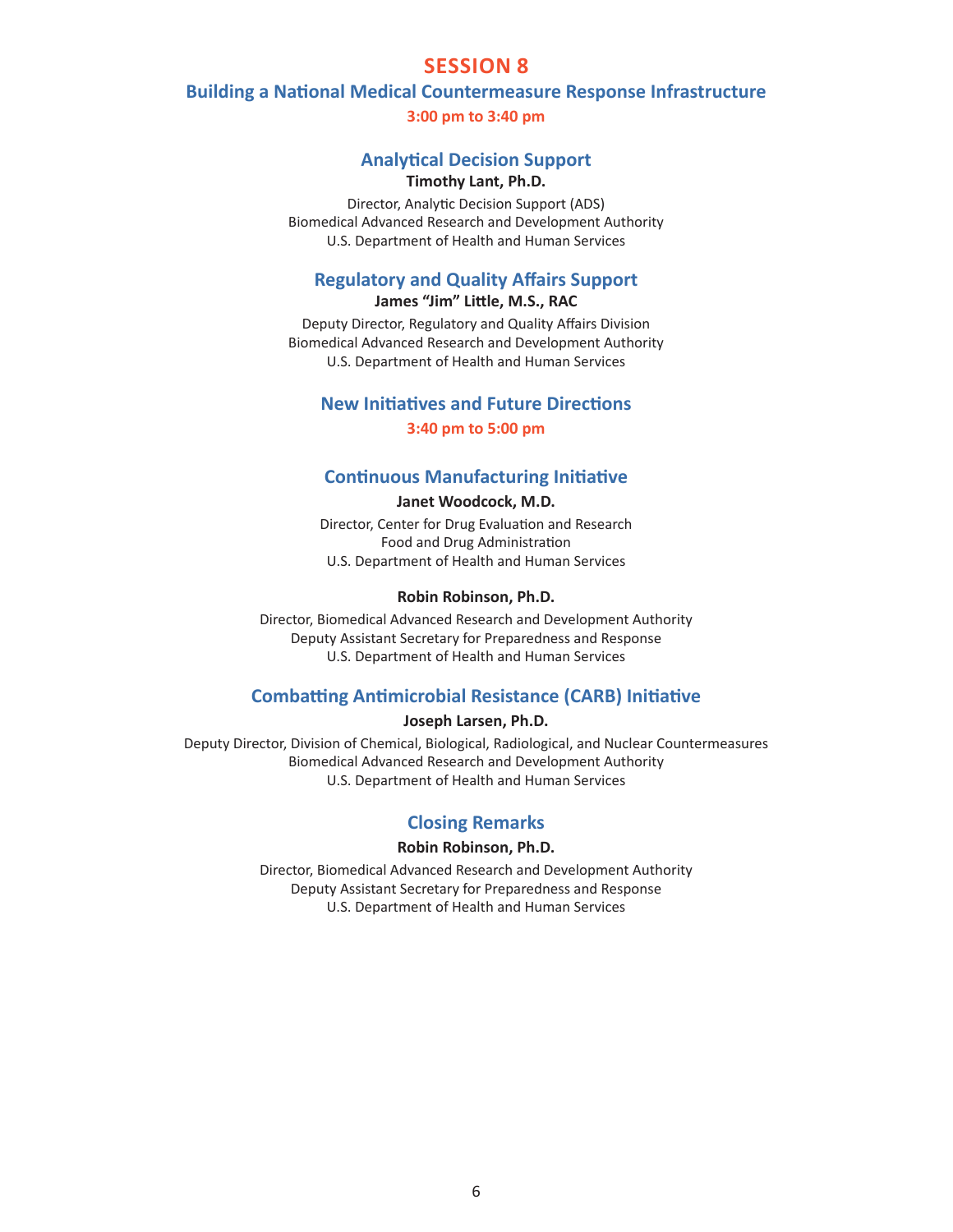# SESSION 8

## Building a National Medical Countermeasure Response Infrastructure

**3:00 pm to 3:40 pm**

### Analytical Decision Support

**Timothy Lant, Ph.D.**

Director, Analytic Decision Support (ADS)
Biomedical Advanced Research and Development Authority
U.S. Department of Health and Human Services

### Regulatory and Quality Affairs Support

**James “Jim” Little, M.S., RAC**

Deputy Director, Regulatory and Quality Affairs Division
Biomedical Advanced Research and Development Authority
U.S. Department of Health and Human Services

## New Initiatives and Future Directions

**3:40 pm to 5:00 pm**

### Continuous Manufacturing Initiative

**Janet Woodcock, M.D.**

Director, Center for Drug Evaluation and Research
Food and Drug Administration
U.S. Department of Health and Human Services

**Robin Robinson, Ph.D.**

Director, Biomedical Advanced Research and Development Authority
Deputy Assistant Secretary for Preparedness and Response
U.S. Department of Health and Human Services

### Combatting Antimicrobial Resistance (CARB) Initiative

**Joseph Larsen, Ph.D.**

Deputy Director, Division of Chemical, Biological, Radiological, and Nuclear Countermeasures
Biomedical Advanced Research and Development Authority
U.S. Department of Health and Human Services

### Closing Remarks

**Robin Robinson, Ph.D.**

Director, Biomedical Advanced Research and Development Authority
Deputy Assistant Secretary for Preparedness and Response
U.S. Department of Health and Human Services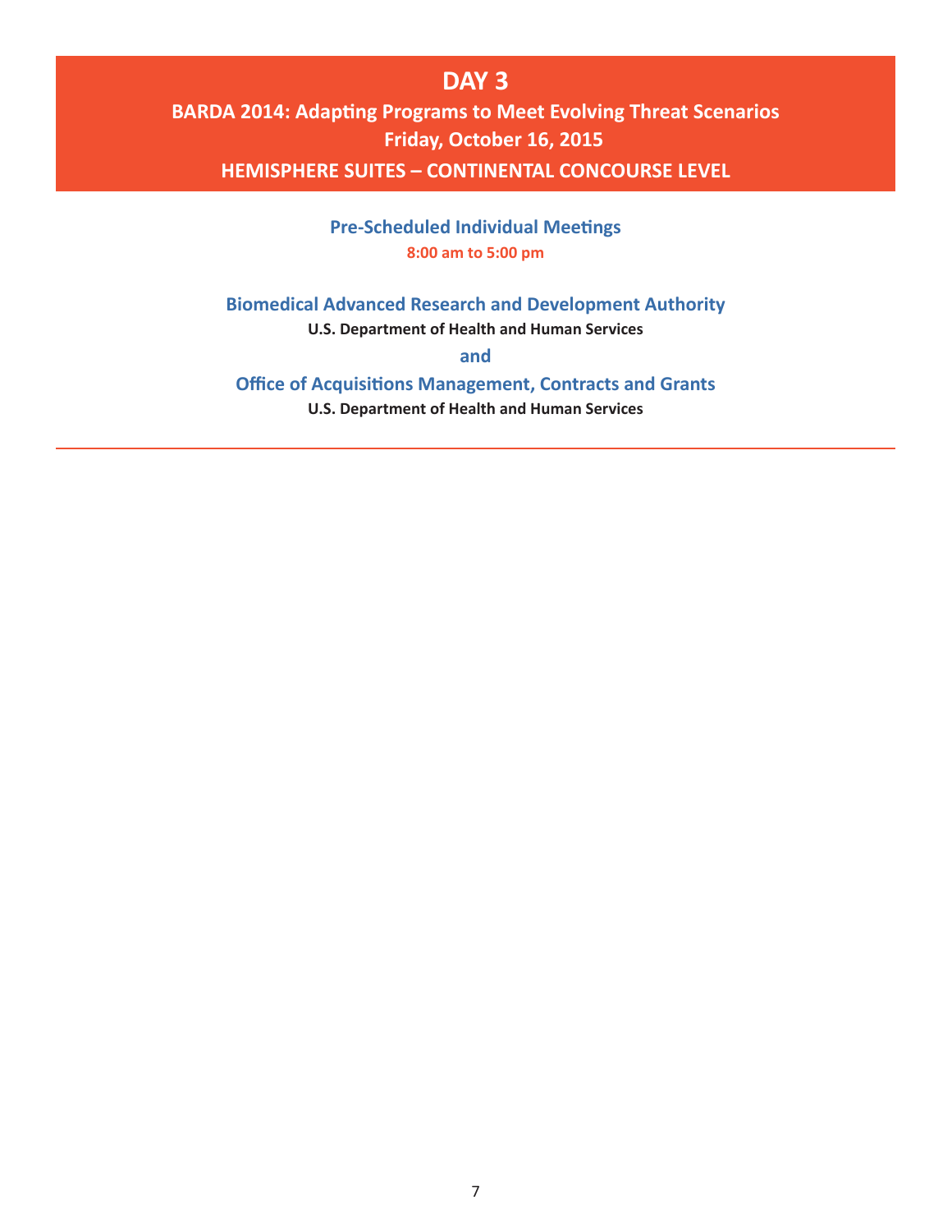# DAY 3

## BARDA 2014: Adapting Programs to Meet Evolving Threat Scenarios

## Friday, October 16, 2015

## HEMISPHERE SUITES – CONTINENTAL CONCOURSE LEVEL

### Pre-Scheduled Individual Meetings

**8:00 am to 5:00 pm**

### Biomedical Advanced Research and Development Authority

**U.S. Department of Health and Human Services**

**and**

### Office of Acquisitions Management, Contracts and Grants

**U.S. Department of Health and Human Services**